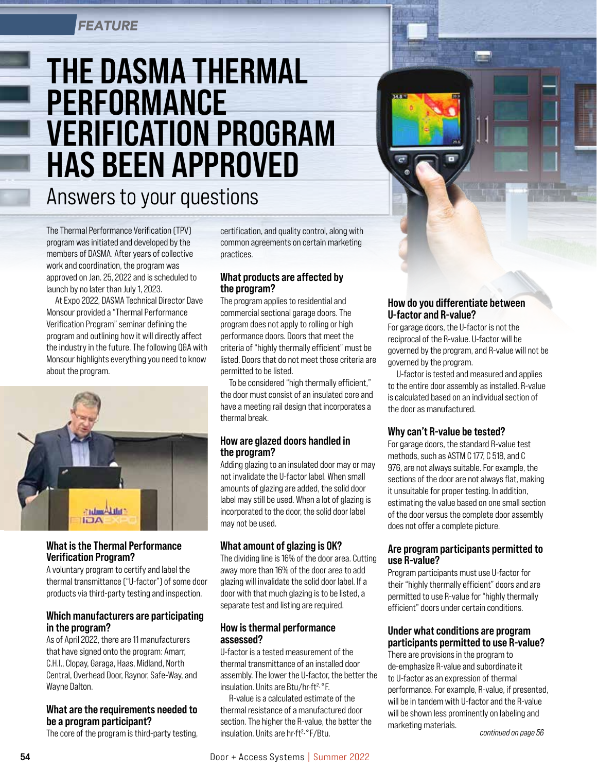FEATURE

# THE DASMA THERMAL PERFORMANCE VERIFICATION PROGRAM HAS BEEN APPROVED

## Answers to your questions

The Thermal Performance Verification (TPV) program was initiated and developed by the members of DASMA. After years of collective work and coordination, the program was approved on Jan. 25, 2022 and is scheduled to launch by no later than July 1, 2023.

At Expo 2022, DASMA Technical Director Dave Monsour provided a "Thermal Performance Verification Program" seminar defining the program and outlining how it will directly affect the industry in the future. The following Q&A with Monsour highlights everything you need to know about the program.

### What is the Thermal Performance Verification Program?

A voluntary program to certify and label the thermal transmittance ("U-factor") of some door products via third-party testing and inspection.

### Which manufacturers are participating in the program?

As of April 2022, there are 11 manufacturers that have signed onto the program: Amarr, C.H.I., Clopay, Garaga, Haas, Midland, North Central, Overhead Door, Raynor, Safe-Way, and Wayne Dalton.

### What are the requirements needed to be a program participant?

The core of the program is third-party testing, certification, and quality control, along with common agreements on certain marketing practices.

### What products are affected by the program?

The program applies to residential and commercial sectional garage doors. The program does not apply to rolling or high performance doors. Doors that meet the criteria of "highly thermally efficient" must be listed. Doors that do not meet those criteria are permitted to be listed.

To be considered "high thermally efficient," the door must consist of an insulated core and have a meeting rail design that incorporates a thermal break.

### How are glazed doors handled in the program?

Adding glazing to an insulated door may or may not invalidate the U-factor label. When small amounts of glazing are added, the solid door label may still be used. When a lot of glazing is incorporated to the door, the solid door label may not be used.

### What amount of glazing is OK?

The dividing line is 16% of the door area. Cutting away more than 16% of the door area to add glazing will invalidate the solid door label. If a door with that much glazing is to be listed, a separate test and listing are required.

### How is thermal performance assessed?

U-factor is a tested measurement of the thermal transmittance of an installed door assembly. The lower the U-factor, the better the insulation. Units are Btu/hr·ft$^2$·°F.

R-value is a calculated estimate of the thermal resistance of a manufactured door section. The higher the R-value, the better the insulation. Units are hr·ft$^2$·°F/Btu.

### How do you differentiate between U-factor and R-value?

For garage doors, the U-factor is not the reciprocal of the R-value. U-factor will be governed by the program, and R-value will not be governed by the program.

U-factor is tested and measured and applies to the entire door assembly as installed. R-value is calculated based on an individual section of the door as manufactured.

### Why can't R-value be tested?

For garage doors, the standard R-value test methods, such as ASTM C 177, C 518, and C 976, are not always suitable. For example, the sections of the door are not always flat, making it unsuitable for proper testing. In addition, estimating the value based on one small section of the door versus the complete door assembly does not offer a complete picture.

### Are program participants permitted to use R-value?

Program participants must use U-factor for their "highly thermally efficient" doors and are permitted to use R-value for "highly thermally efficient" doors under certain conditions.

### Under what conditions are program participants permitted to use R-value?

There are provisions in the program to de-emphasize R-value and subordinate it to U-factor as an expression of thermal performance. For example, R-value, if presented, will be in tandem with U-factor and the R-value will be shown less prominently on labeling and marketing materials.

*continued on page 56*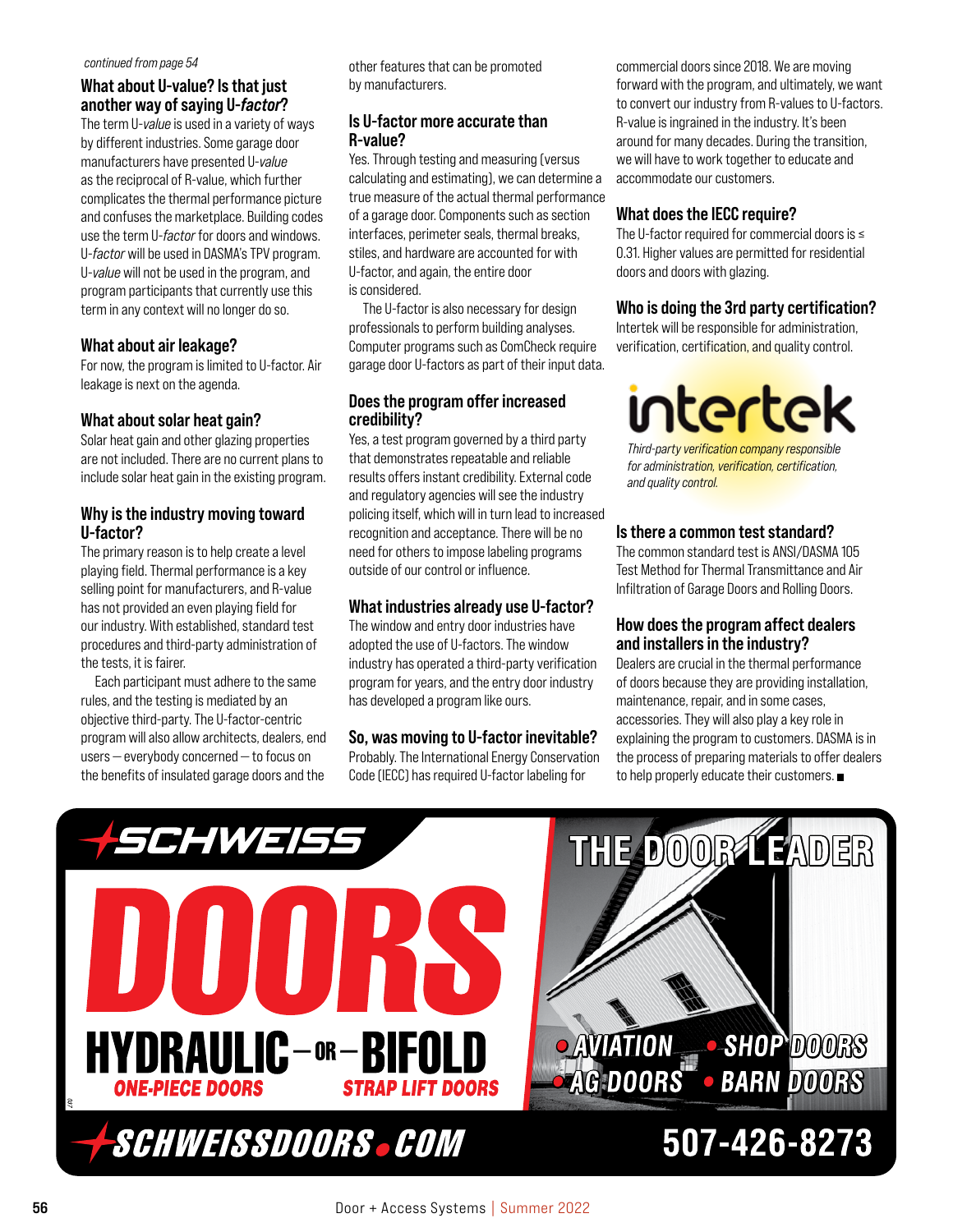*continued from page 54*

### What about U-value? Is that just another way of saying U-*factor*?

The term U-*value* is used in a variety of ways by different industries. Some garage door manufacturers have presented U-*value* as the reciprocal of R-value, which further complicates the thermal performance picture and confuses the marketplace. Building codes use the term U-*factor* for doors and windows. U-*factor* will be used in DASMA's TPV program. U-*value* will not be used in the program, and program participants that currently use this term in any context will no longer do so.

### What about air leakage?

For now, the program is limited to U-factor. Air leakage is next on the agenda.

### What about solar heat gain?

Solar heat gain and other glazing properties are not included. There are no current plans to include solar heat gain in the existing program.

### Why is the industry moving toward U-factor?

The primary reason is to help create a level playing field. Thermal performance is a key selling point for manufacturers, and R-value has not provided an even playing field for our industry. With established, standard test procedures and third-party administration of the tests, it is fairer.

Each participant must adhere to the same rules, and the testing is mediated by an objective third-party. The U-factor-centric program will also allow architects, dealers, end users — everybody concerned — to focus on the benefits of insulated garage doors and the other features that can be promoted by manufacturers.

### Is U-factor more accurate than R-value?

Yes. Through testing and measuring (versus calculating and estimating), we can determine a true measure of the actual thermal performance of a garage door. Components such as section interfaces, perimeter seals, thermal breaks, stiles, and hardware are accounted for with U-factor, and again, the entire door is considered.

The U-factor is also necessary for design professionals to perform building analyses. Computer programs such as ComCheck require garage door U-factors as part of their input data.

### Does the program offer increased credibility?

Yes, a test program governed by a third party that demonstrates repeatable and reliable results offers instant credibility. External code and regulatory agencies will see the industry policing itself, which will in turn lead to increased recognition and acceptance. There will be no need for others to impose labeling programs outside of our control or influence.

### What industries already use U-factor?

The window and entry door industries have adopted the use of U-factors. The window industry has operated a third-party verification program for years, and the entry door industry has developed a program like ours.

### So, was moving to U-factor inevitable?

Probably. The International Energy Conservation Code (IECC) has required U-factor labeling for commercial doors since 2018. We are moving forward with the program, and ultimately, we want to convert our industry from R-values to U-factors. R-value is ingrained in the industry. It's been around for many decades. During the transition, we will have to work together to educate and accommodate our customers.

### What does the IECC require?

The U-factor required for commercial doors is ≤ 0.31. Higher values are permitted for residential doors and doors with glazing.

### Who is doing the 3rd party certification?

Intertek will be responsible for administration, verification, certification, and quality control.

intertek

*Third-party verification company responsible for administration, verification, certification, and quality control.*

### Is there a common test standard?

The common standard test is ANSI/DASMA 105 Test Method for Thermal Transmittance and Air Infiltration of Garage Doors and Rolling Doors.

### How does the program affect dealers and installers in the industry?

Dealers are crucial in the thermal performance of doors because they are providing installation, maintenance, repair, and in some cases, accessories. They will also play a key role in explaining the program to customers. DASMA is in the process of preparing materials to offer dealers to help properly educate their customers. ■

SCHWEISS DOORS

HYDRAULIC – OR – BIFOLD

ONE-PIECE DOORS — STRAP LIFT DOORS

THE DOOR LEADER

• AVIATION • SHOP DOORS
• AG DOORS • BARN DOORS

SCHWEISSDOORS.COM

507-426-8273